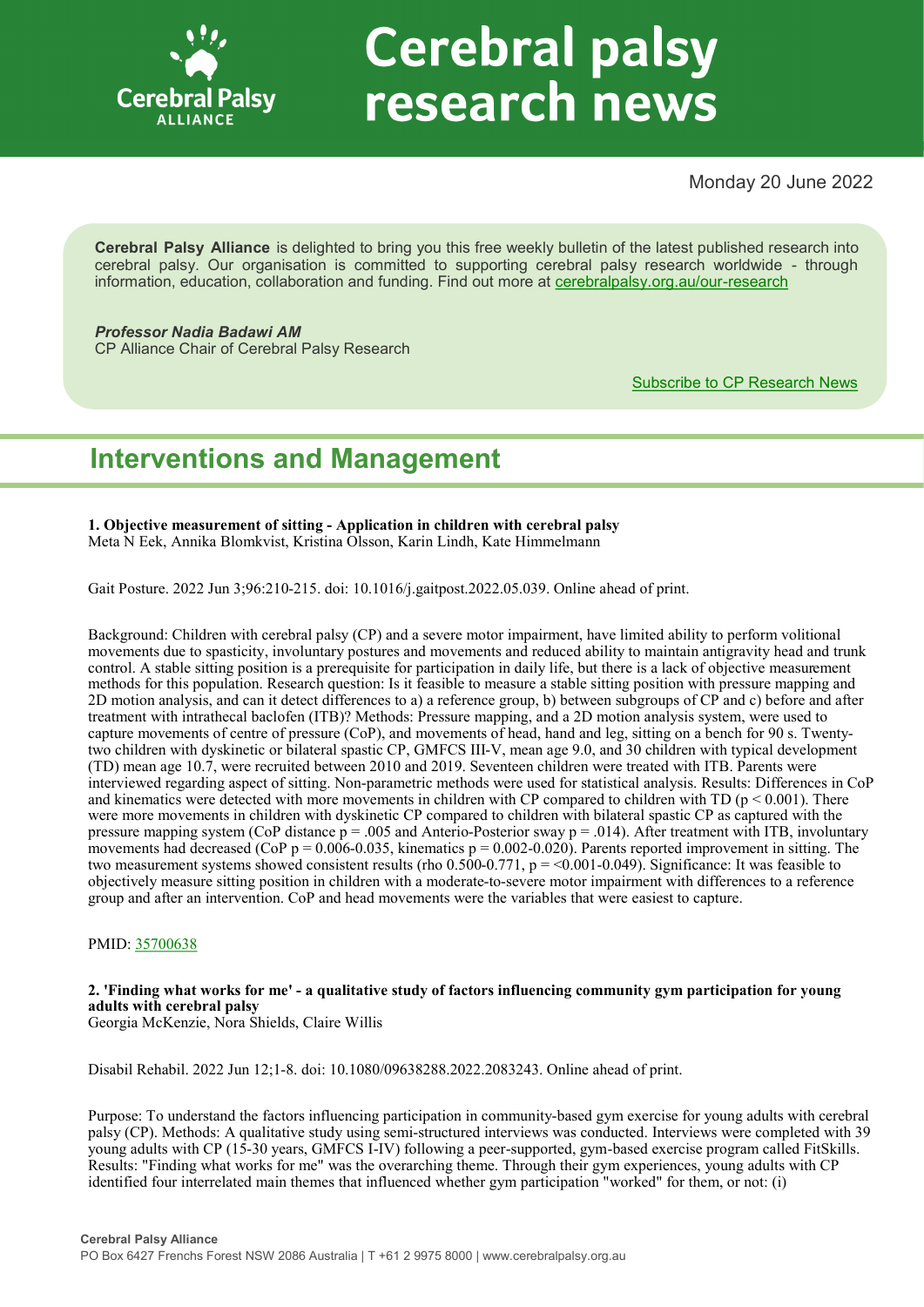# Cerebral palsy research news

Monday 20 June 2022

**Cerebral Palsy Alliance** is delighted to bring you this free weekly bulletin of the latest published research into cerebral palsy. Our organisation is committed to supporting cerebral palsy research worldwide - through information, education, collaboration and funding. Find out more at [cerebralpalsy.org.au/our-research](cerebralpalsy.org.au/our-research)

***Professor Nadia Badawi AM***
CP Alliance Chair of Cerebral Palsy Research

[Subscribe to CP Research News]()

## Interventions and Management

**1. Objective measurement of sitting - Application in children with cerebral palsy**
Meta N Eek, Annika Blomkvist, Kristina Olsson, Karin Lindh, Kate Himmelmann

Gait Posture. 2022 Jun 3;96:210-215. doi: 10.1016/j.gaitpost.2022.05.039. Online ahead of print.

Background: Children with cerebral palsy (CP) and a severe motor impairment, have limited ability to perform volitional movements due to spasticity, involuntary postures and movements and reduced ability to maintain antigravity head and trunk control. A stable sitting position is a prerequisite for participation in daily life, but there is a lack of objective measurement methods for this population. Research question: Is it feasible to measure a stable sitting position with pressure mapping and 2D motion analysis, and can it detect differences to a) a reference group, b) between subgroups of CP and c) before and after treatment with intrathecal baclofen (ITB)? Methods: Pressure mapping, and a 2D motion analysis system, were used to capture movements of centre of pressure (CoP), and movements of head, hand and leg, sitting on a bench for 90 s. Twenty-two children with dyskinetic or bilateral spastic CP, GMFCS III-V, mean age 9.0, and 30 children with typical development (TD) mean age 10.7, were recruited between 2010 and 2019. Seventeen children were treated with ITB. Parents were interviewed regarding aspect of sitting. Non-parametric methods were used for statistical analysis. Results: Differences in CoP and kinematics were detected with more movements in children with CP compared to children with TD ($p < 0.001$). There were more movements in children with dyskinetic CP compared to children with bilateral spastic CP as captured with the pressure mapping system (CoP distance $p = .005$ and Anterio-Posterior sway $p = .014$). After treatment with ITB, involuntary movements had decreased (CoP $p = 0.006$-$0.035$, kinematics $p = 0.002$-$0.020$). Parents reported improvement in sitting. The two measurement systems showed consistent results (rho 0.500-0.771, $p = <0.001$-$0.049$). Significance: It was feasible to objectively measure sitting position in children with a moderate-to-severe motor impairment with differences to a reference group and after an intervention. CoP and head movements were the variables that were easiest to capture.

PMID: [35700638]()

**2. 'Finding what works for me' - a qualitative study of factors influencing community gym participation for young adults with cerebral palsy**
Georgia McKenzie, Nora Shields, Claire Willis

Disabil Rehabil. 2022 Jun 12;1-8. doi: 10.1080/09638288.2022.2083243. Online ahead of print.

Purpose: To understand the factors influencing participation in community-based gym exercise for young adults with cerebral palsy (CP). Methods: A qualitative study using semi-structured interviews was conducted. Interviews were completed with 39 young adults with CP (15-30 years, GMFCS I-IV) following a peer-supported, gym-based exercise program called FitSkills. Results: "Finding what works for me" was the overarching theme. Through their gym experiences, young adults with CP identified four interrelated main themes that influenced whether gym participation "worked" for them, or not: (i)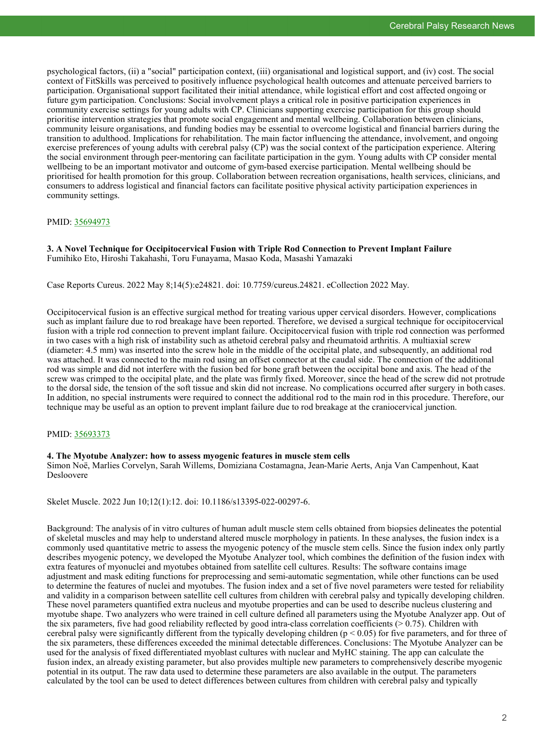psychological factors, (ii) a "social" participation context, (iii) organisational and logistical support, and (iv) cost. The social context of FitSkills was perceived to positively influence psychological health outcomes and attenuate perceived barriers to participation. Organisational support facilitated their initial attendance, while logistical effort and cost affected ongoing or future gym participation. Conclusions: Social involvement plays a critical role in positive participation experiences in community exercise settings for young adults with CP. Clinicians supporting exercise participation for this group should prioritise intervention strategies that promote social engagement and mental wellbeing. Collaboration between clinicians, community leisure organisations, and funding bodies may be essential to overcome logistical and financial barriers during the transition to adulthood. Implications for rehabilitation. The main factor influencing the attendance, involvement, and ongoing exercise preferences of young adults with cerebral palsy (CP) was the social context of the participation experience. Altering the social environment through peer-mentoring can facilitate participation in the gym. Young adults with CP consider mental wellbeing to be an important motivator and outcome of gym-based exercise participation. Mental wellbeing should be prioritised for health promotion for this group. Collaboration between recreation organisations, health services, clinicians, and consumers to address logistical and financial factors can facilitate positive physical activity participation experiences in community settings.

PMID: [35694973](https://pubmed.ncbi.nlm.nih.gov/35694973)

### 3. A Novel Technique for Occipitocervical Fusion with Triple Rod Connection to Prevent Implant Failure

Fumihiko Eto, Hiroshi Takahashi, Toru Funayama, Masao Koda, Masashi Yamazaki

Case Reports Cureus. 2022 May 8;14(5):e24821. doi: 10.7759/cureus.24821. eCollection 2022 May.

Occipitocervical fusion is an effective surgical method for treating various upper cervical disorders. However, complications such as implant failure due to rod breakage have been reported. Therefore, we devised a surgical technique for occipitocervical fusion with a triple rod connection to prevent implant failure. Occipitocervical fusion with triple rod connection was performed in two cases with a high risk of instability such as athetoid cerebral palsy and rheumatoid arthritis. A multiaxial screw (diameter: 4.5 mm) was inserted into the screw hole in the middle of the occipital plate, and subsequently, an additional rod was attached. It was connected to the main rod using an offset connector at the caudal side. The connection of the additional rod was simple and did not interfere with the fusion bed for bone graft between the occipital bone and axis. The head of the screw was crimped to the occipital plate, and the plate was firmly fixed. Moreover, since the head of the screw did not protrude to the dorsal side, the tension of the soft tissue and skin did not increase. No complications occurred after surgery in both cases. In addition, no special instruments were required to connect the additional rod to the main rod in this procedure. Therefore, our technique may be useful as an option to prevent implant failure due to rod breakage at the craniocervical junction.

PMID: [35693373](https://pubmed.ncbi.nlm.nih.gov/35693373)

### 4. The Myotube Analyzer: how to assess myogenic features in muscle stem cells

Simon Noë, Marlies Corvelyn, Sarah Willems, Domiziana Costamagna, Jean-Marie Aerts, Anja Van Campenhout, Kaat Desloovere

Skelet Muscle. 2022 Jun 10;12(1):12. doi: 10.1186/s13395-022-00297-6.

Background: The analysis of in vitro cultures of human adult muscle stem cells obtained from biopsies delineates the potential of skeletal muscles and may help to understand altered muscle morphology in patients. In these analyses, the fusion index is a commonly used quantitative metric to assess the myogenic potency of the muscle stem cells. Since the fusion index only partly describes myogenic potency, we developed the Myotube Analyzer tool, which combines the definition of the fusion index with extra features of myonuclei and myotubes obtained from satellite cell cultures. Results: The software contains image adjustment and mask editing functions for preprocessing and semi-automatic segmentation, while other functions can be used to determine the features of nuclei and myotubes. The fusion index and a set of five novel parameters were tested for reliability and validity in a comparison between satellite cell cultures from children with cerebral palsy and typically developing children. These novel parameters quantified extra nucleus and myotube properties and can be used to describe nucleus clustering and myotube shape. Two analyzers who were trained in cell culture defined all parameters using the Myotube Analyzer app. Out of the six parameters, five had good reliability reflected by good intra-class correlation coefficients (> 0.75). Children with cerebral palsy were significantly different from the typically developing children ($p < 0.05$) for five parameters, and for three of the six parameters, these differences exceeded the minimal detectable differences. Conclusions: The Myotube Analyzer can be used for the analysis of fixed differentiated myoblast cultures with nuclear and MyHC staining. The app can calculate the fusion index, an already existing parameter, but also provides multiple new parameters to comprehensively describe myogenic potential in its output. The raw data used to determine these parameters are also available in the output. The parameters calculated by the tool can be used to detect differences between cultures from children with cerebral palsy and typically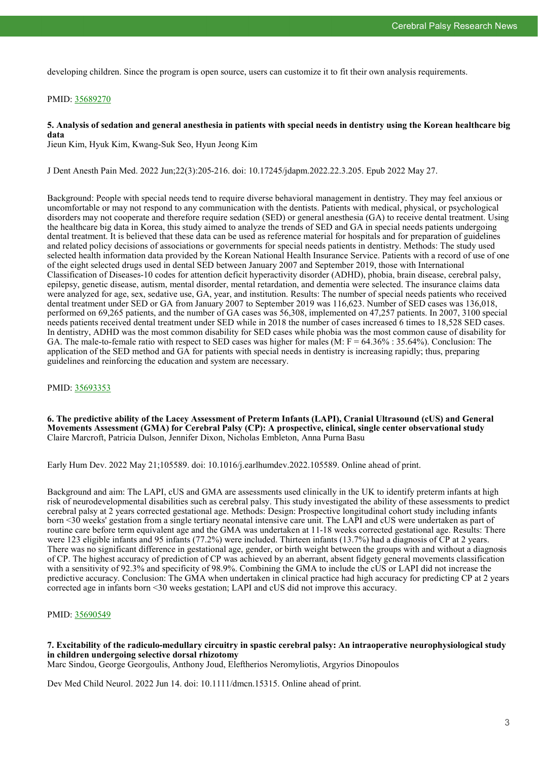developing children. Since the program is open source, users can customize it to fit their own analysis requirements.

PMID: 35689270

### 5. Analysis of sedation and general anesthesia in patients with special needs in dentistry using the Korean healthcare big data

Jieun Kim, Hyuk Kim, Kwang-Suk Seo, Hyun Jeong Kim

J Dent Anesth Pain Med. 2022 Jun;22(3):205-216. doi: 10.17245/jdapm.2022.22.3.205. Epub 2022 May 27.

Background: People with special needs tend to require diverse behavioral management in dentistry. They may feel anxious or uncomfortable or may not respond to any communication with the dentists. Patients with medical, physical, or psychological disorders may not cooperate and therefore require sedation (SED) or general anesthesia (GA) to receive dental treatment. Using the healthcare big data in Korea, this study aimed to analyze the trends of SED and GA in special needs patients undergoing dental treatment. It is believed that these data can be used as reference material for hospitals and for preparation of guidelines and related policy decisions of associations or governments for special needs patients in dentistry. Methods: The study used selected health information data provided by the Korean National Health Insurance Service. Patients with a record of use of one of the eight selected drugs used in dental SED between January 2007 and September 2019, those with International Classification of Diseases-10 codes for attention deficit hyperactivity disorder (ADHD), phobia, brain disease, cerebral palsy, epilepsy, genetic disease, autism, mental disorder, mental retardation, and dementia were selected. The insurance claims data were analyzed for age, sex, sedative use, GA, year, and institution. Results: The number of special needs patients who received dental treatment under SED or GA from January 2007 to September 2019 was 116,623. Number of SED cases was 136,018, performed on 69,265 patients, and the number of GA cases was 56,308, implemented on 47,257 patients. In 2007, 3100 special needs patients received dental treatment under SED while in 2018 the number of cases increased 6 times to 18,528 SED cases. In dentistry, ADHD was the most common disability for SED cases while phobia was the most common cause of disability for GA. The male-to-female ratio with respect to SED cases was higher for males (M: F = 64.36% : 35.64%). Conclusion: The application of the SED method and GA for patients with special needs in dentistry is increasing rapidly; thus, preparing guidelines and reinforcing the education and system are necessary.

PMID: 35693353

### 6. The predictive ability of the Lacey Assessment of Preterm Infants (LAPI), Cranial Ultrasound (cUS) and General Movements Assessment (GMA) for Cerebral Palsy (CP): A prospective, clinical, single center observational study

Claire Marcroft, Patricia Dulson, Jennifer Dixon, Nicholas Embleton, Anna Purna Basu

Early Hum Dev. 2022 May 21;105589. doi: 10.1016/j.earlhumdev.2022.105589. Online ahead of print.

Background and aim: The LAPI, cUS and GMA are assessments used clinically in the UK to identify preterm infants at high risk of neurodevelopmental disabilities such as cerebral palsy. This study investigated the ability of these assessments to predict cerebral palsy at 2 years corrected gestational age. Methods: Design: Prospective longitudinal cohort study including infants born <30 weeks' gestation from a single tertiary neonatal intensive care unit. The LAPI and cUS were undertaken as part of routine care before term equivalent age and the GMA was undertaken at 11-18 weeks corrected gestational age. Results: There were 123 eligible infants and 95 infants (77.2%) were included. Thirteen infants (13.7%) had a diagnosis of CP at 2 years. There was no significant difference in gestational age, gender, or birth weight between the groups with and without a diagnosis of CP. The highest accuracy of prediction of CP was achieved by an aberrant, absent fidgety general movements classification with a sensitivity of 92.3% and specificity of 98.9%. Combining the GMA to include the cUS or LAPI did not increase the predictive accuracy. Conclusion: The GMA when undertaken in clinical practice had high accuracy for predicting CP at 2 years corrected age in infants born <30 weeks gestation; LAPI and cUS did not improve this accuracy.

PMID: 35690549

### 7. Excitability of the radiculo-medullary circuitry in spastic cerebral palsy: An intraoperative neurophysiological study in children undergoing selective dorsal rhizotomy

Marc Sindou, George Georgoulis, Anthony Joud, Eleftherios Neromyliotis, Argyrios Dinopoulos

Dev Med Child Neurol. 2022 Jun 14. doi: 10.1111/dmcn.15315. Online ahead of print.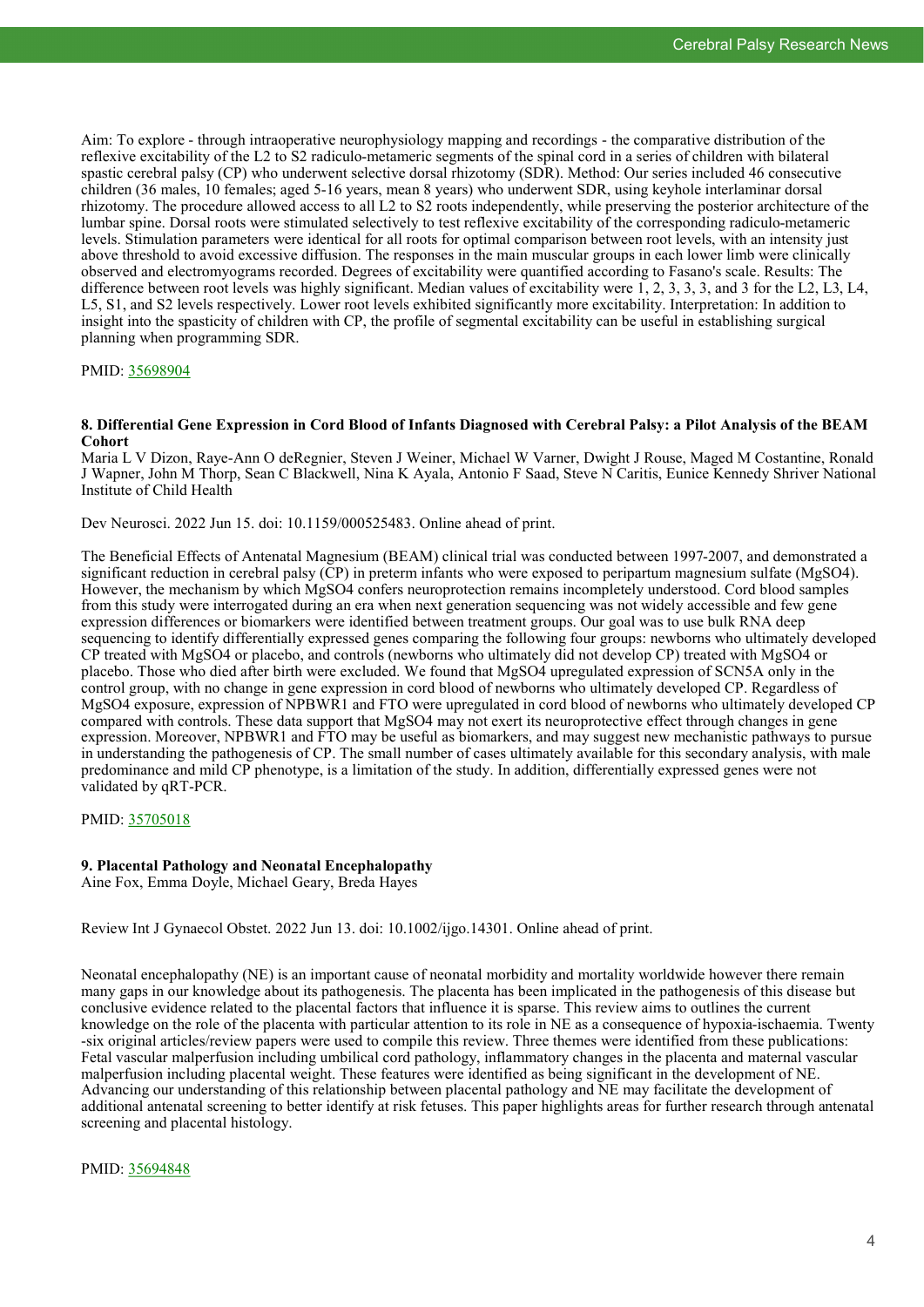Aim: To explore - through intraoperative neurophysiology mapping and recordings - the comparative distribution of the reflexive excitability of the L2 to S2 radiculo-metameric segments of the spinal cord in a series of children with bilateral spastic cerebral palsy (CP) who underwent selective dorsal rhizotomy (SDR). Method: Our series included 46 consecutive children (36 males, 10 females; aged 5-16 years, mean 8 years) who underwent SDR, using keyhole interlaminar dorsal rhizotomy. The procedure allowed access to all L2 to S2 roots independently, while preserving the posterior architecture of the lumbar spine. Dorsal roots were stimulated selectively to test reflexive excitability of the corresponding radiculo-metameric levels. Stimulation parameters were identical for all roots for optimal comparison between root levels, with an intensity just above threshold to avoid excessive diffusion. The responses in the main muscular groups in each lower limb were clinically observed and electromyograms recorded. Degrees of excitability were quantified according to Fasano's scale. Results: The difference between root levels was highly significant. Median values of excitability were 1, 2, 3, 3, 3, and 3 for the L2, L3, L4, L5, S1, and S2 levels respectively. Lower root levels exhibited significantly more excitability. Interpretation: In addition to insight into the spasticity of children with CP, the profile of segmental excitability can be useful in establishing surgical planning when programming SDR.

PMID: 35698904

### 8. Differential Gene Expression in Cord Blood of Infants Diagnosed with Cerebral Palsy: a Pilot Analysis of the BEAM Cohort

Maria L V Dizon, Raye-Ann O deRegnier, Steven J Weiner, Michael W Varner, Dwight J Rouse, Maged M Costantine, Ronald J Wapner, John M Thorp, Sean C Blackwell, Nina K Ayala, Antonio F Saad, Steve N Caritis, Eunice Kennedy Shriver National Institute of Child Health

Dev Neurosci. 2022 Jun 15. doi: 10.1159/000525483. Online ahead of print.

The Beneficial Effects of Antenatal Magnesium (BEAM) clinical trial was conducted between 1997-2007, and demonstrated a significant reduction in cerebral palsy (CP) in preterm infants who were exposed to peripartum magnesium sulfate ($MgSO_4$). However, the mechanism by which $MgSO_4$ confers neuroprotection remains incompletely understood. Cord blood samples from this study were interrogated during an era when next generation sequencing was not widely accessible and few gene expression differences or biomarkers were identified between treatment groups. Our goal was to use bulk RNA deep sequencing to identify differentially expressed genes comparing the following four groups: newborns who ultimately developed CP treated with $MgSO_4$ or placebo, and controls (newborns who ultimately did not develop CP) treated with $MgSO_4$ or placebo. Those who died after birth were excluded. We found that $MgSO_4$ upregulated expression of SCN5A only in the control group, with no change in gene expression in cord blood of newborns who ultimately developed CP. Regardless of $MgSO_4$ exposure, expression of NPBWR1 and FTO were upregulated in cord blood of newborns who ultimately developed CP compared with controls. These data support that $MgSO_4$ may not exert its neuroprotective effect through changes in gene expression. Moreover, NPBWR1 and FTO may be useful as biomarkers, and may suggest new mechanistic pathways to pursue in understanding the pathogenesis of CP. The small number of cases ultimately available for this secondary analysis, with male predominance and mild CP phenotype, is a limitation of the study. In addition, differentially expressed genes were not validated by qRT-PCR.

PMID: 35705018

### 9. Placental Pathology and Neonatal Encephalopathy

Aine Fox, Emma Doyle, Michael Geary, Breda Hayes

Review Int J Gynaecol Obstet. 2022 Jun 13. doi: 10.1002/ijgo.14301. Online ahead of print.

Neonatal encephalopathy (NE) is an important cause of neonatal morbidity and mortality worldwide however there remain many gaps in our knowledge about its pathogenesis. The placenta has been implicated in the pathogenesis of this disease but conclusive evidence related to the placental factors that influence it is sparse. This review aims to outlines the current knowledge on the role of the placenta with particular attention to its role in NE as a consequence of hypoxia-ischaemia. Twenty-six original articles/review papers were used to compile this review. Three themes were identified from these publications: Fetal vascular malperfusion including umbilical cord pathology, inflammatory changes in the placenta and maternal vascular malperfusion including placental weight. These features were identified as being significant in the development of NE. Advancing our understanding of this relationship between placental pathology and NE may facilitate the development of additional antenatal screening to better identify at risk fetuses. This paper highlights areas for further research through antenatal screening and placental histology.

PMID: 35694848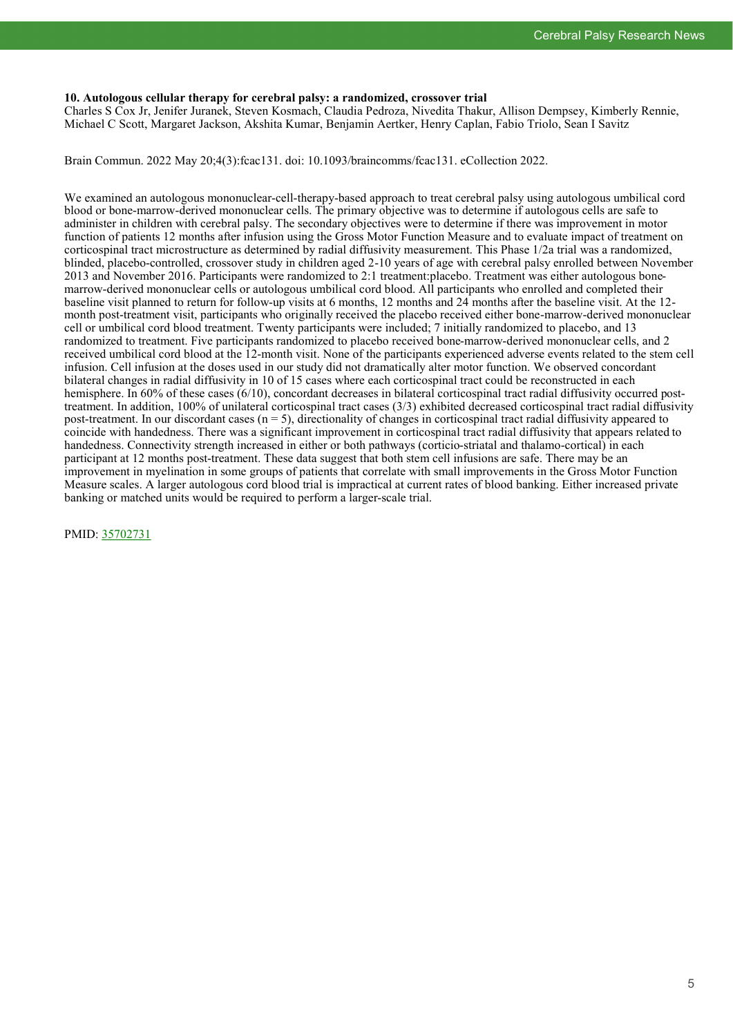**10. Autologous cellular therapy for cerebral palsy: a randomized, crossover trial**
Charles S Cox Jr, Jenifer Juranek, Steven Kosmach, Claudia Pedroza, Nivedita Thakur, Allison Dempsey, Kimberly Rennie, Michael C Scott, Margaret Jackson, Akshita Kumar, Benjamin Aertker, Henry Caplan, Fabio Triolo, Sean I Savitz

Brain Commun. 2022 May 20;4(3):fcac131. doi: 10.1093/braincomms/fcac131. eCollection 2022.

We examined an autologous mononuclear-cell-therapy-based approach to treat cerebral palsy using autologous umbilical cord blood or bone-marrow-derived mononuclear cells. The primary objective was to determine if autologous cells are safe to administer in children with cerebral palsy. The secondary objectives were to determine if there was improvement in motor function of patients 12 months after infusion using the Gross Motor Function Measure and to evaluate impact of treatment on corticospinal tract microstructure as determined by radial diffusivity measurement. This Phase 1/2a trial was a randomized, blinded, placebo-controlled, crossover study in children aged 2-10 years of age with cerebral palsy enrolled between November 2013 and November 2016. Participants were randomized to 2:1 treatment:placebo. Treatment was either autologous bone-marrow-derived mononuclear cells or autologous umbilical cord blood. All participants who enrolled and completed their baseline visit planned to return for follow-up visits at 6 months, 12 months and 24 months after the baseline visit. At the 12-month post-treatment visit, participants who originally received the placebo received either bone-marrow-derived mononuclear cell or umbilical cord blood treatment. Twenty participants were included; 7 initially randomized to placebo, and 13 randomized to treatment. Five participants randomized to placebo received bone-marrow-derived mononuclear cells, and 2 received umbilical cord blood at the 12-month visit. None of the participants experienced adverse events related to the stem cell infusion. Cell infusion at the doses used in our study did not dramatically alter motor function. We observed concordant bilateral changes in radial diffusivity in 10 of 15 cases where each corticospinal tract could be reconstructed in each hemisphere. In 60% of these cases (6/10), concordant decreases in bilateral corticospinal tract radial diffusivity occurred post-treatment. In addition, 100% of unilateral corticospinal tract cases (3/3) exhibited decreased corticospinal tract radial diffusivity post-treatment. In our discordant cases (n = 5), directionality of changes in corticospinal tract radial diffusivity appeared to coincide with handedness. There was a significant improvement in corticospinal tract radial diffusivity that appears related to handedness. Connectivity strength increased in either or both pathways (corticio-striatal and thalamo-cortical) in each participant at 12 months post-treatment. These data suggest that both stem cell infusions are safe. There may be an improvement in myelination in some groups of patients that correlate with small improvements in the Gross Motor Function Measure scales. A larger autologous cord blood trial is impractical at current rates of blood banking. Either increased private banking or matched units would be required to perform a larger-scale trial.

PMID: [35702731](https://pubmed.ncbi.nlm.nih.gov/35702731)